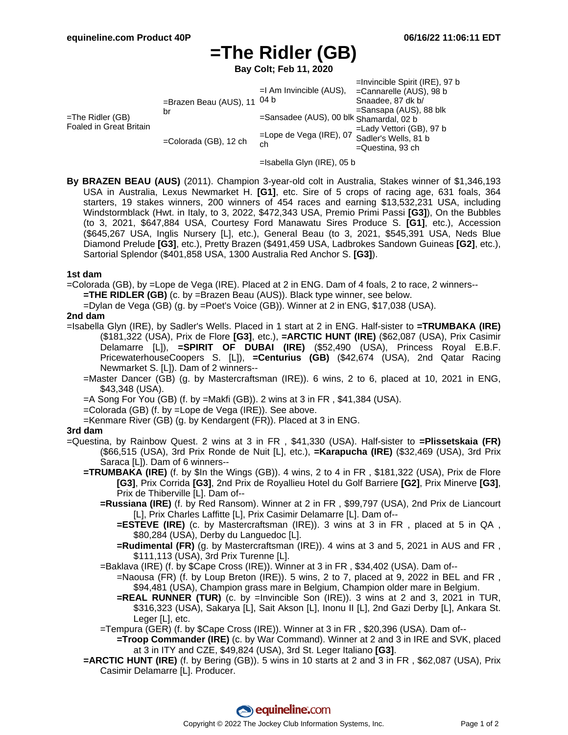# =The Ridler (GB)

**Bay Colt; Feb 11, 2020**

| | | | |
|---|---|---|---|
| =The Ridler (GB) Foaled in Great Britain | =Brazen Beau (AUS), 11 br | =I Am Invincible (AUS), 04 b | =Invincible Spirit (IRE), 97 b |
| | | | =Cannarelle (AUS), 98 b |
| | | =Sansadee (AUS), 00 blk | Snaadee, 87 dk b/ |
| | | | =Sansapa (AUS), 88 blk |
| | =Colorada (GB), 12 ch | =Lope de Vega (IRE), 07 ch | Shamardal, 02 b |
| | | | =Lady Vettori (GB), 97 b |
| | | =Isabella Glyn (IRE), 05 b | Sadler's Wells, 81 b |
| | | | =Questina, 93 ch |

**By BRAZEN BEAU (AUS)** (2011). Champion 3-year-old colt in Australia, Stakes winner of $1,346,193 USA in Australia, Lexus Newmarket H. **[G1]**, etc. Sire of 5 crops of racing age, 631 foals, 364 starters, 19 stakes winners, 200 winners of 454 races and earning $13,532,231 USA, including Windstormblack (Hwt. in Italy, to 3, 2022, $472,343 USA, Premio Primi Passi **[G3]**), On the Bubbles (to 3, 2021, $647,884 USA, Courtesy Ford Manawatu Sires Produce S. **[G1]**, etc.), Accession ($645,267 USA, Inglis Nursery [L], etc.), General Beau (to 3, 2021, $545,391 USA, Neds Blue Diamond Prelude **[G3]**, etc.), Pretty Brazen ($491,459 USA, Ladbrokes Sandown Guineas **[G2]**, etc.), Sartorial Splendor ($401,858 USA, 1300 Australia Red Anchor S. **[G3]**).

### 1st dam

=Colorada (GB), by =Lope de Vega (IRE). Placed at 2 in ENG. Dam of 4 foals, 2 to race, 2 winners--

- **=THE RIDLER (GB)** (c. by =Brazen Beau (AUS)). Black type winner, see below.
- =Dylan de Vega (GB) (g. by =Poet's Voice (GB)). Winner at 2 in ENG, $17,038 (USA).

### 2nd dam

=Isabella Glyn (IRE), by Sadler's Wells. Placed in 1 start at 2 in ENG. Half-sister to **=TRUMBAKA (IRE)** ($181,322 (USA), Prix de Flore **[G3]**, etc.), **=ARCTIC HUNT (IRE)** ($62,087 (USA), Prix Casimir Delamarre [L]), **=SPIRIT OF DUBAI (IRE)** ($52,490 (USA), Princess Royal E.B.F. PricewaterhouseCoopers S. [L]), **=Centurius (GB)** ($42,674 (USA), 2nd Qatar Racing Newmarket S. [L]). Dam of 2 winners--

- =Master Dancer (GB) (g. by Mastercraftsman (IRE)). 6 wins, 2 to 6, placed at 10, 2021 in ENG, $43,348 (USA).
- =A Song For You (GB) (f. by =Makfi (GB)). 2 wins at 3 in FR , $41,384 (USA).
- =Colorada (GB) (f. by =Lope de Vega (IRE)). See above.
- =Kenmare River (GB) (g. by Kendargent (FR)). Placed at 3 in ENG.

### 3rd dam

=Questina, by Rainbow Quest. 2 wins at 3 in FR , $41,330 (USA). Half-sister to **=Plissetskaia (FR)** ($66,515 (USA), 3rd Prix Ronde de Nuit [L], etc.), **=Karapucha (IRE)** ($32,469 (USA), 3rd Prix Saraca [L]). Dam of 6 winners--

- **=TRUMBAKA (IRE)** (f. by $In the Wings (GB)). 4 wins, 2 to 4 in FR , $181,322 (USA), Prix de Flore **[G3]**, Prix Corrida **[G3]**, 2nd Prix de Royallieu Hotel du Golf Barriere **[G2]**, Prix Minerve **[G3]**, Prix de Thiberville [L]. Dam of--
  - **=Russiana (IRE)** (f. by Red Ransom). Winner at 2 in FR , $99,797 (USA), 2nd Prix de Liancourt [L], Prix Charles Laffitte [L], Prix Casimir Delamarre [L]. Dam of--
    - **=ESTEVE (IRE)** (c. by Mastercraftsman (IRE)). 3 wins at 3 in FR , placed at 5 in QA , $80,284 (USA), Derby du Languedoc [L].
    - **=Rudimental (FR)** (g. by Mastercraftsman (IRE)). 4 wins at 3 and 5, 2021 in AUS and FR , $111,113 (USA), 3rd Prix Turenne [L].
  - =Baklava (IRE) (f. by $Cape Cross (IRE)). Winner at 3 in FR , $34,402 (USA). Dam of--
    - =Naousa (FR) (f. by Loup Breton (IRE)). 5 wins, 2 to 7, placed at 9, 2022 in BEL and FR , $94,481 (USA), Champion grass mare in Belgium, Champion older mare in Belgium.
    - **=REAL RUNNER (TUR)** (c. by =Invincible Son (IRE)). 3 wins at 2 and 3, 2021 in TUR, $316,323 (USA), Sakarya [L], Sait Akson [L], Inonu II [L], 2nd Gazi Derby [L], Ankara St. Leger [L], etc.
  - =Tempura (GER) (f. by $Cape Cross (IRE)). Winner at 3 in FR , $20,396 (USA). Dam of--
    - **=Troop Commander (IRE)** (c. by War Command). Winner at 2 and 3 in IRE and SVK, placed at 3 in ITY and CZE, $49,824 (USA), 3rd St. Leger Italiano **[G3]**.
- **=ARCTIC HUNT (IRE)** (f. by Bering (GB)). 5 wins in 10 starts at 2 and 3 in FR , $62,087 (USA), Prix Casimir Delamarre [L]. Producer.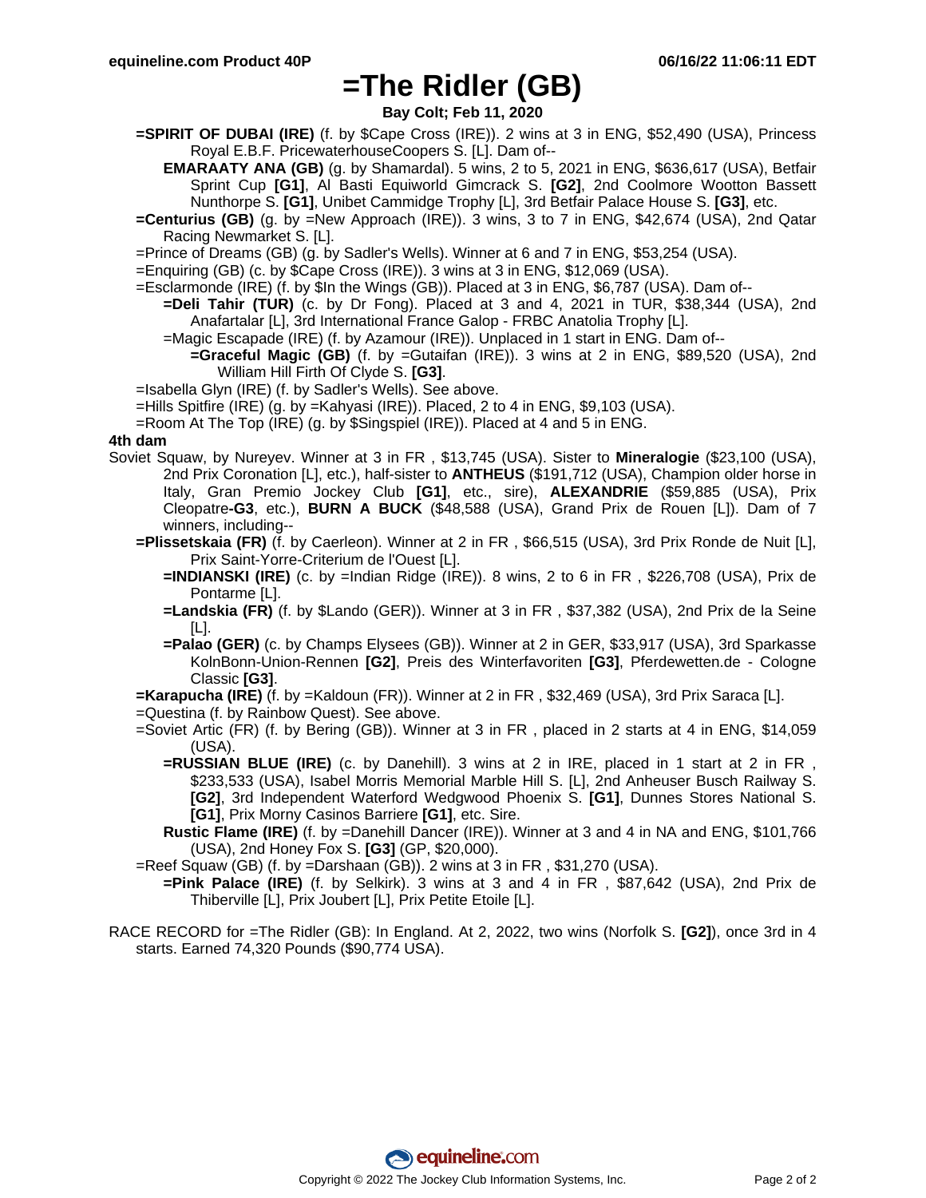# =The Ridler (GB)

**Bay Colt; Feb 11, 2020**

**=SPIRIT OF DUBAI (IRE)** (f. by $Cape Cross (IRE)). 2 wins at 3 in ENG, $52,490 (USA), Princess Royal E.B.F. PricewaterhouseCoopers S. [L]. Dam of--

**EMARAATY ANA (GB)** (g. by Shamardal). 5 wins, 2 to 5, 2021 in ENG, $636,617 (USA), Betfair Sprint Cup **[G1]**, Al Basti Equiworld Gimcrack S. **[G2]**, 2nd Coolmore Wootton Bassett Nunthorpe S. **[G1]**, Unibet Cammidge Trophy [L], 3rd Betfair Palace House S. **[G3]**, etc.

**=Centurius (GB)** (g. by =New Approach (IRE)). 3 wins, 3 to 7 in ENG, $42,674 (USA), 2nd Qatar Racing Newmarket S. [L].

=Prince of Dreams (GB) (g. by Sadler's Wells). Winner at 6 and 7 in ENG, $53,254 (USA).

=Enquiring (GB) (c. by $Cape Cross (IRE)). 3 wins at 3 in ENG, $12,069 (USA).

=Esclarmonde (IRE) (f. by $In the Wings (GB)). Placed at 3 in ENG, $6,787 (USA). Dam of--

**=Deli Tahir (TUR)** (c. by Dr Fong). Placed at 3 and 4, 2021 in TUR, $38,344 (USA), 2nd Anafartalar [L], 3rd International France Galop - FRBC Anatolia Trophy [L].

=Magic Escapade (IRE) (f. by Azamour (IRE)). Unplaced in 1 start in ENG. Dam of--

**=Graceful Magic (GB)** (f. by =Gutaifan (IRE)). 3 wins at 2 in ENG, $89,520 (USA), 2nd William Hill Firth Of Clyde S. **[G3]**.

=Isabella Glyn (IRE) (f. by Sadler's Wells). See above.

=Hills Spitfire (IRE) (g. by =Kahyasi (IRE)). Placed, 2 to 4 in ENG, $9,103 (USA).

=Room At The Top (IRE) (g. by $Singspiel (IRE)). Placed at 4 and 5 in ENG.

**4th dam**

Soviet Squaw, by Nureyev. Winner at 3 in FR , $13,745 (USA). Sister to **Mineralogie** ($23,100 (USA), 2nd Prix Coronation [L], etc.), half-sister to **ANTHEUS** ($191,712 (USA), Champion older horse in Italy, Gran Premio Jockey Club **[G1]**, etc., sire), **ALEXANDRIE** ($59,885 (USA), Prix Cleopatre**-G3**, etc.), **BURN A BUCK** ($48,588 (USA), Grand Prix de Rouen [L]). Dam of 7 winners, including--

**=Plissetskaia (FR)** (f. by Caerleon). Winner at 2 in FR , $66,515 (USA), 3rd Prix Ronde de Nuit [L], Prix Saint-Yorre-Criterium de l'Ouest [L].

**=INDIANSKI (IRE)** (c. by =Indian Ridge (IRE)). 8 wins, 2 to 6 in FR , $226,708 (USA), Prix de Pontarme [L].

**=Landskia (FR)** (f. by $Lando (GER)). Winner at 3 in FR , $37,382 (USA), 2nd Prix de la Seine [L].

**=Palao (GER)** (c. by Champs Elysees (GB)). Winner at 2 in GER, $33,917 (USA), 3rd Sparkasse KolnBonn-Union-Rennen **[G2]**, Preis des Winterfavoriten **[G3]**, Pferdewetten.de - Cologne Classic **[G3]**.

**=Karapucha (IRE)** (f. by =Kaldoun (FR)). Winner at 2 in FR , $32,469 (USA), 3rd Prix Saraca [L].

=Questina (f. by Rainbow Quest). See above.

=Soviet Artic (FR) (f. by Bering (GB)). Winner at 3 in FR , placed in 2 starts at 4 in ENG, $14,059 (USA).

**=RUSSIAN BLUE (IRE)** (c. by Danehill). 3 wins at 2 in IRE, placed in 1 start at 2 in FR , $233,533 (USA), Isabel Morris Memorial Marble Hill S. [L], 2nd Anheuser Busch Railway S. **[G2]**, 3rd Independent Waterford Wedgwood Phoenix S. **[G1]**, Dunnes Stores National S. **[G1]**, Prix Morny Casinos Barriere **[G1]**, etc. Sire.

**Rustic Flame (IRE)** (f. by =Danehill Dancer (IRE)). Winner at 3 and 4 in NA and ENG, $101,766 (USA), 2nd Honey Fox S. **[G3]** (GP, $20,000).

=Reef Squaw (GB) (f. by =Darshaan (GB)). 2 wins at 3 in FR , $31,270 (USA).

**=Pink Palace (IRE)** (f. by Selkirk). 3 wins at 3 and 4 in FR , $87,642 (USA), 2nd Prix de Thiberville [L], Prix Joubert [L], Prix Petite Etoile [L].

RACE RECORD for =The Ridler (GB): In England. At 2, 2022, two wins (Norfolk S. **[G2]**), once 3rd in 4 starts. Earned 74,320 Pounds ($90,774 USA).